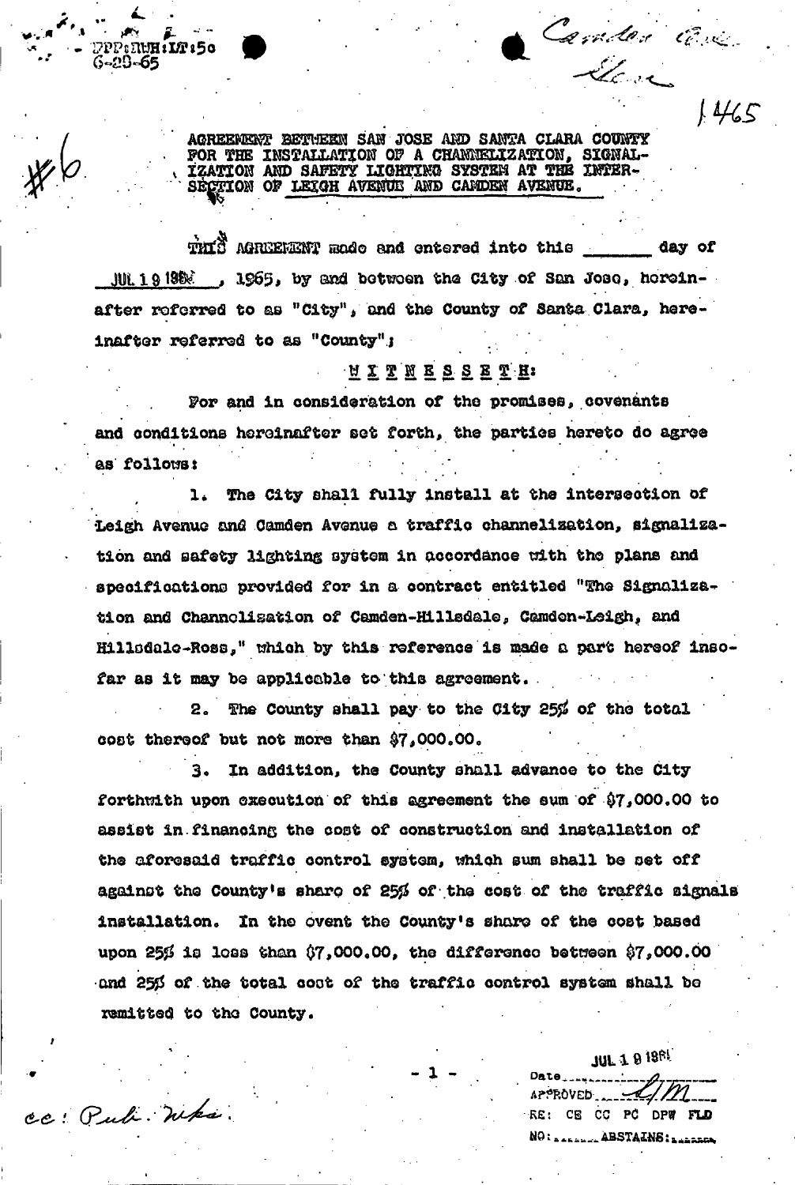DPP:RWH:LT:5c
6-29-65

Camden Ave.
Leigh

1465

#6

AGREEMENT BETWEEN SAN JOSE AND SANTA CLARA COUNTY FOR THE INSTALLATION OF A CHANNELIZATION, SIGNALIZATION AND SAFETY LIGHTING SYSTEM AT THE INTERSECTION OF LEIGH AVENUE AND CAMDEN AVENUE.

THIS AGREEMENT made and entered into this _______ day of JUL 19 1965, 1965, by and between the City of San Jose, hereinafter referred to as "City", and the County of Santa Clara, hereinafter referred to as "County";

W I T N E S S E T H:

For and in consideration of the promises, covenants and conditions hereinafter set forth, the parties hereto do agree as follows:

1. The City shall fully install at the intersection of Leigh Avenue and Camden Avenue a traffic channelization, signalization and safety lighting system in accordance with the plans and specifications provided for in a contract entitled "The Signalization and Channelization of Camden-Hillsdale, Camden-Leigh, and Hillsdale-Ross," which by this reference is made a part hereof insofar as it may be applicable to this agreement.

2. The County shall pay to the City 25% of the total cost thereof but not more than $7,000.00.

3. In addition, the County shall advance to the City forthwith upon execution of this agreement the sum of $7,000.00 to assist in financing the cost of construction and installation of the aforesaid traffic control system, which sum shall be set off against the County's share of 25% of the cost of the traffic signals installation. In the event the County's share of the cost based upon 25% is less than $7,000.00, the difference between $7,000.00 and 25% of the total cost of the traffic control system shall be remitted to the County.

cc: Pub. Wks.

JUL 19 1965
Date ____________
APPROVED ____
RE: CE CC PC DPW FLD
NO: ________ ABSTAINS: ________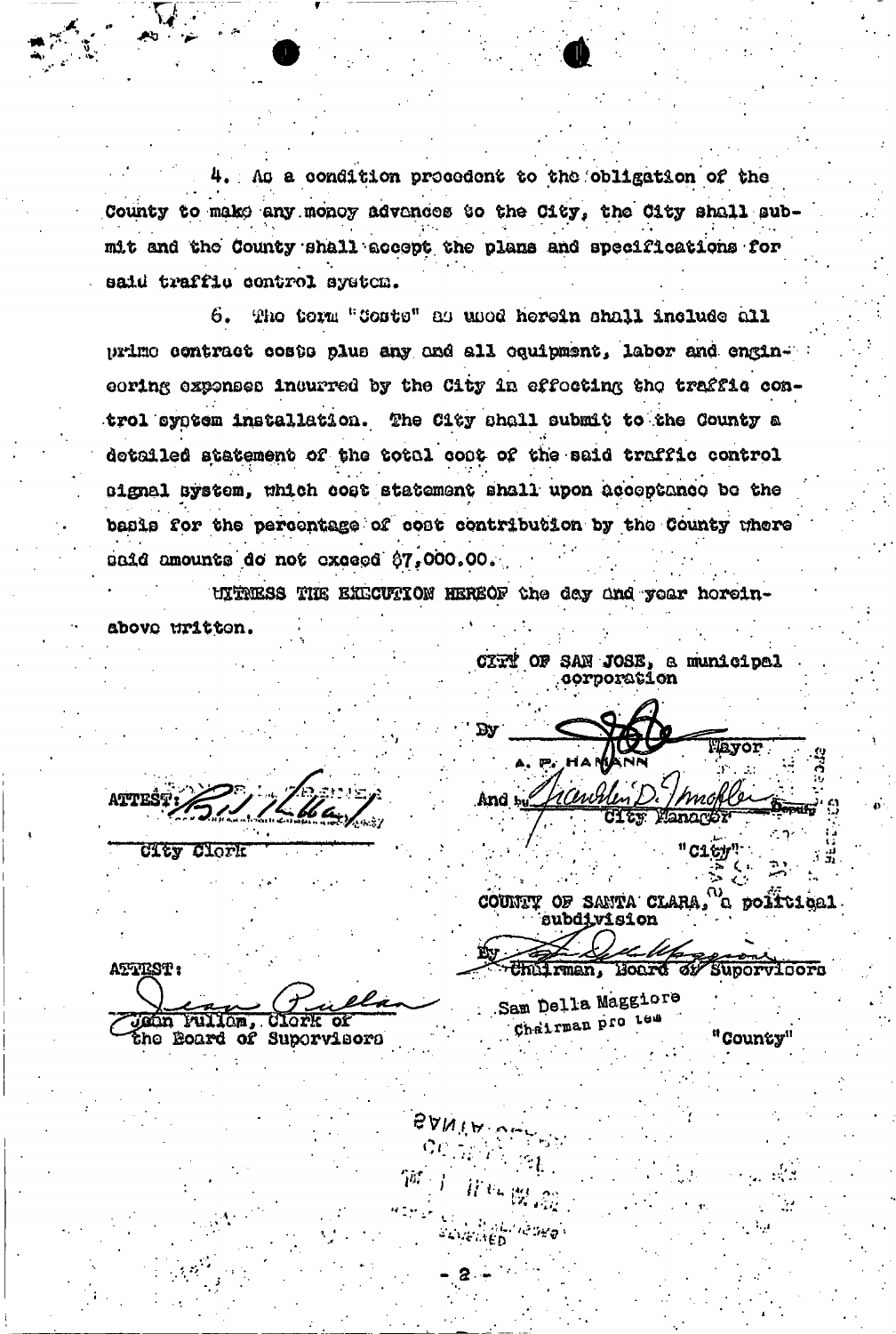4. As a condition precedent to the obligation of the County to make any money advances to the City, the City shall submit and the County shall accept the plans and specifications for said traffic control system.

6. The term "Costs" as used herein shall include all prime contract costs plus any and all equipment, labor and engineering expenses incurred by the City in effecting the traffic control system installation. The City shall submit to the County a detailed statement of the total cost of the said traffic control signal system, which cost statement shall upon acceptance be the basis for the percentage of cost contribution by the County where said amounts do not exceed $7,000.00.

WITNESS THE EXECUTION HEREOF the day and year hereinabove written.

CITY OF SAN JOSE, a municipal corporation

By ______________________ Mayor
A. P. HAMANN

And by ______________________ Deputy City Manager

"City"

ATTEST: ______________________
City Clerk

COUNTY OF SANTA CLARA, a political subdivision

By ______________________
Chairman, Board of Supervisors

Sam Della Maggiore
Chairman pro tem

"County"

ATTEST:

______________________
Jean Pullan, Clerk of the Board of Supervisors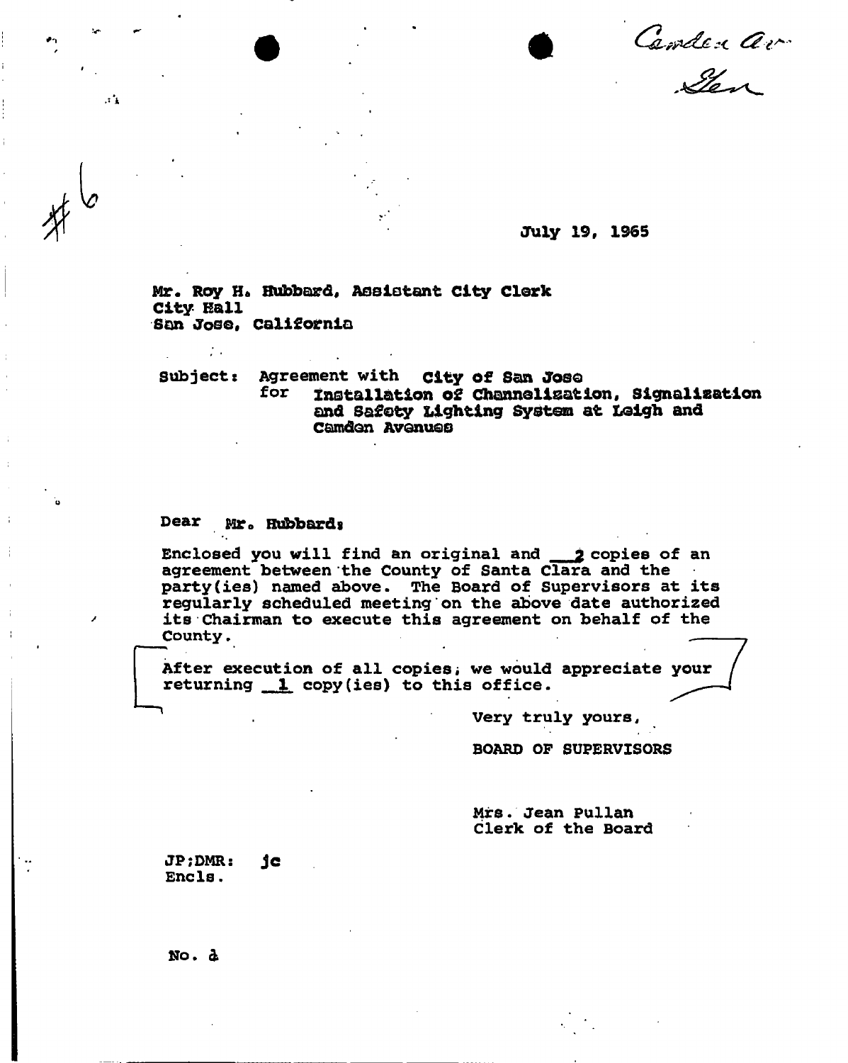Camden Ave
Glen

#6

July 19, 1965

Mr. Roy H. Hubbard, Assistant City Clerk
City Hall
San Jose, California

Subject: Agreement with City of San Jose
for Installation of Channelization, Signalization and Safety Lighting System at Leigh and Camden Avenues

Dear Mr. Hubbard:

Enclosed you will find an original and 2 copies of an agreement between the County of Santa Clara and the party(ies) named above. The Board of Supervisors at its regularly scheduled meeting on the above date authorized its Chairman to execute this agreement on behalf of the County.

After execution of all copies, we would appreciate your returning 1 copy(ies) to this office.

Very truly yours,

BOARD OF SUPERVISORS

Mrs. Jean Pullan
Clerk of the Board

JP;DMR: jc
Encls.

No. 2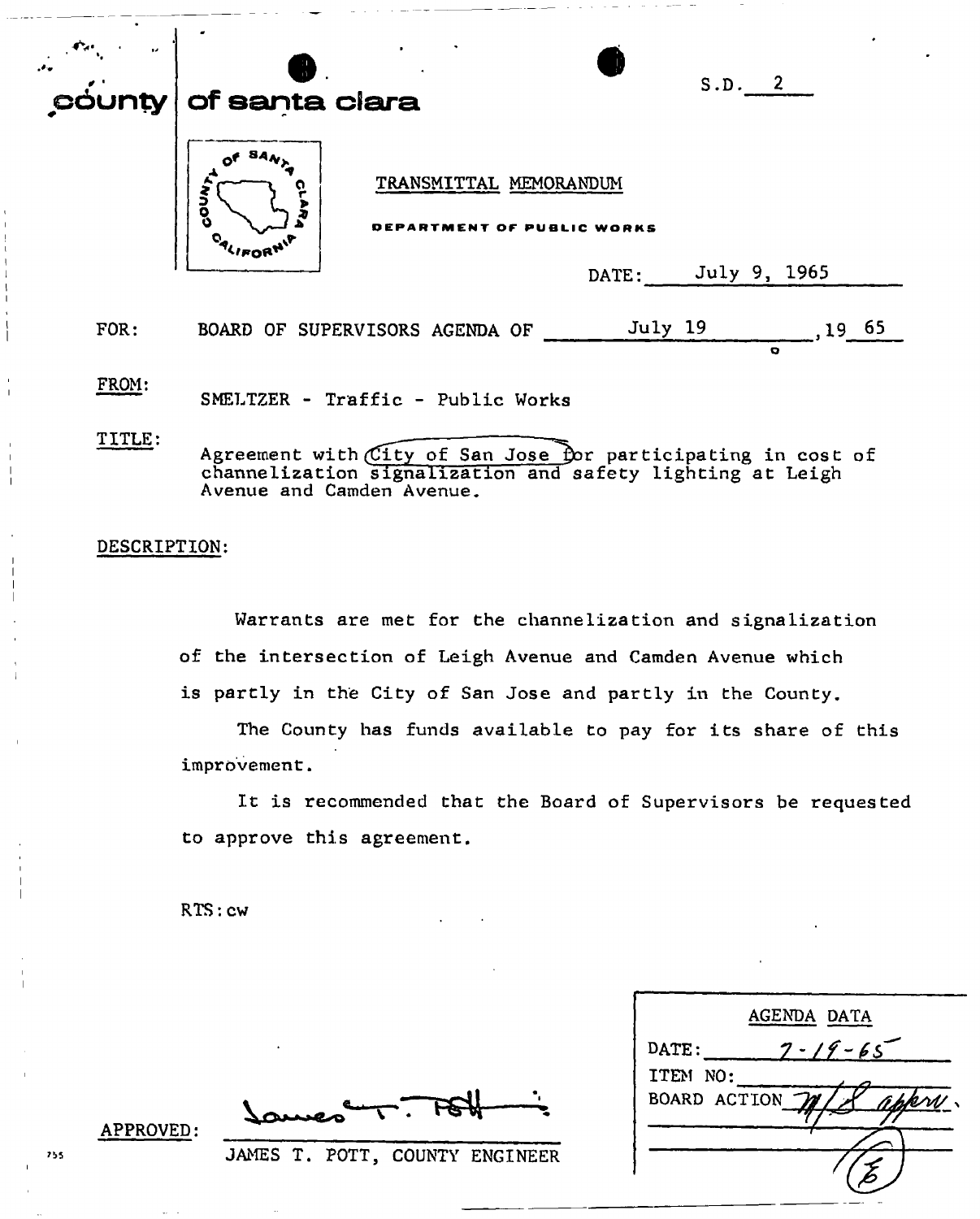S.D. 2

# county of santa clara

TRANSMITTAL MEMORANDUM

DEPARTMENT OF PUBLIC WORKS

DATE: July 9, 1965

FOR: BOARD OF SUPERVISORS AGENDA OF July 19, 19 65

FROM: SMELTZER - Traffic - Public Works

TITLE: Agreement with City of San Jose for participating in cost of channelization signalization and safety lighting at Leigh Avenue and Camden Avenue.

DESCRIPTION:

Warrants are met for the channelization and signalization of the intersection of Leigh Avenue and Camden Avenue which is partly in the City of San Jose and partly in the County.

The County has funds available to pay for its share of this improvement.

It is recommended that the Board of Supervisors be requested to approve this agreement.

RTS:cw

APPROVED: James T. Pott

JAMES T. POTT, COUNTY ENGINEER

| AGENDA DATA | |
|---|---|
| DATE: | 7-19-65 |
| ITEM NO: | |
| BOARD ACTION | M/S appr. |
| | 6 |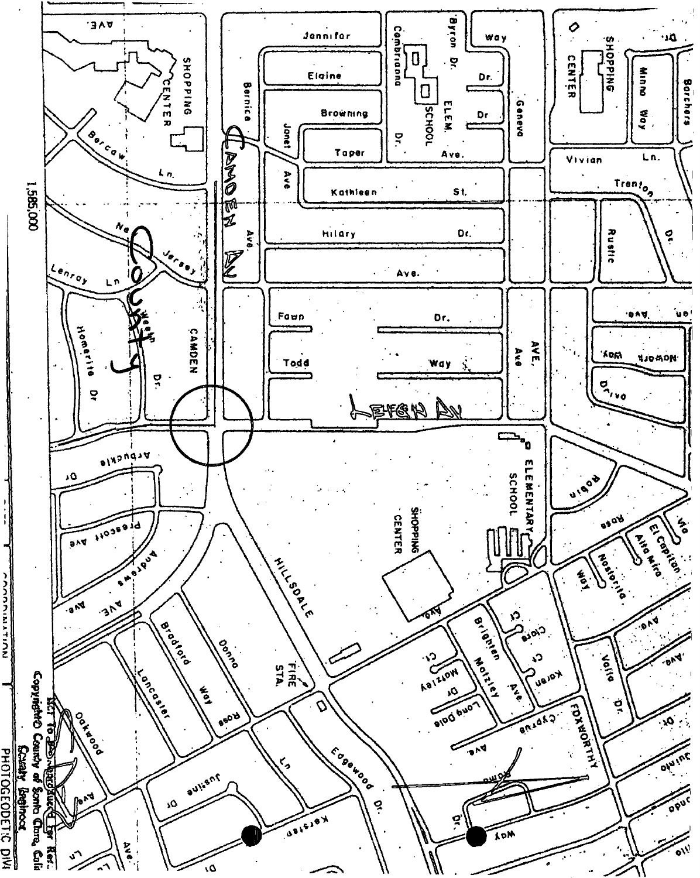Copyright© County of Santa Clara, Calif.

County Engineer

NOT TO BE Reproduced for Ref.

PHOTOGEODETIC DIV.

1,585,000

COORDINATION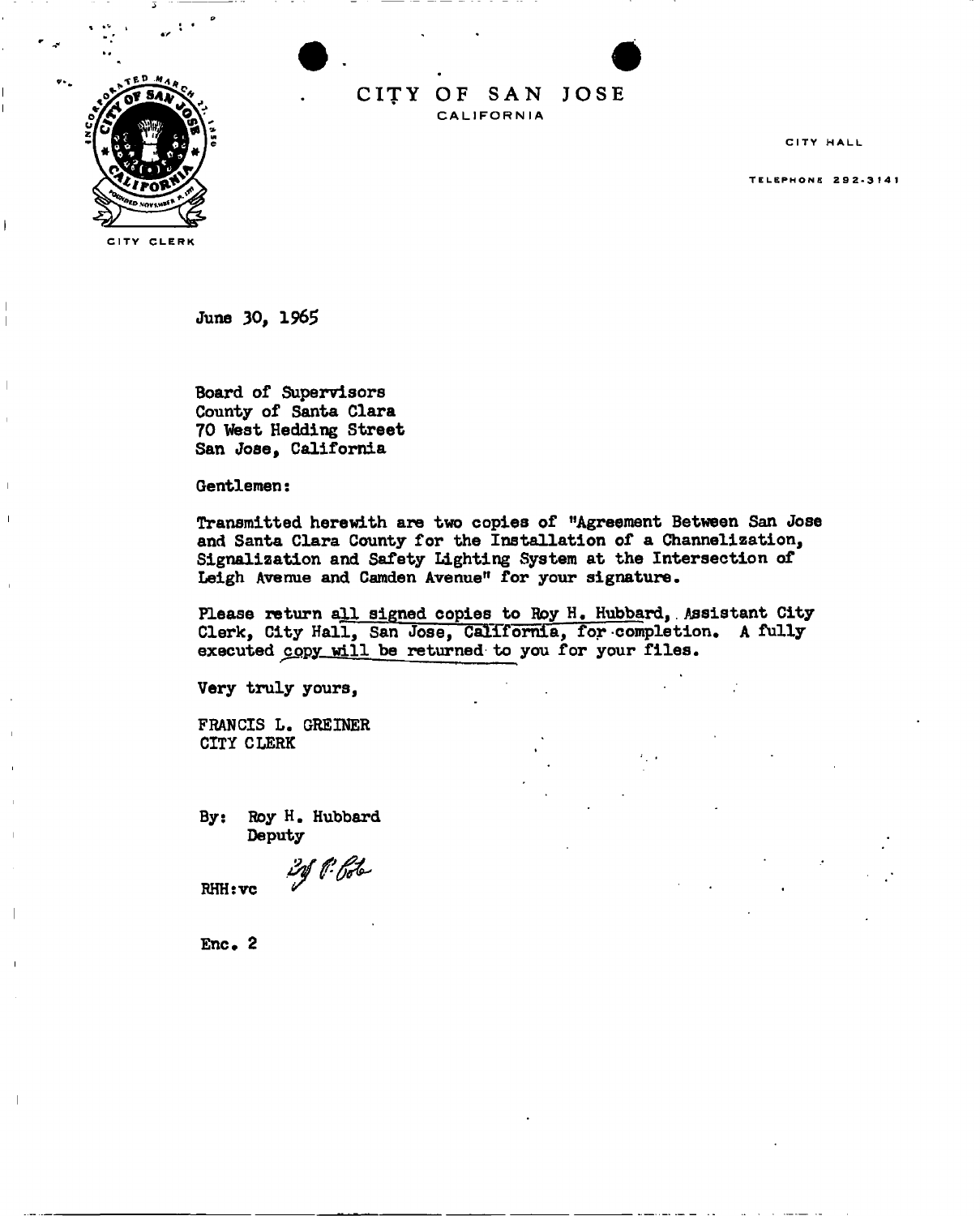CITY CLERK

# CITY OF SAN JOSE
CALIFORNIA

CITY HALL

TELEPHONE 292-3141

June 30, 1965

Board of Supervisors
County of Santa Clara
70 West Hedding Street
San Jose, California

Gentlemen:

Transmitted herewith are two copies of "Agreement Between San Jose and Santa Clara County for the Installation of a Channelization, Signalization and Safety Lighting System at the Intersection of Leigh Avenue and Camden Avenue" for your signature.

Please return all signed copies to Roy H. Hubbard, Assistant City Clerk, City Hall, San Jose, California, for completion. A fully executed copy will be returned to you for your files.

Very truly yours,

FRANCIS L. GREINER
CITY CLERK

By: Roy H. Hubbard
Deputy

RHH:vc

Enc. 2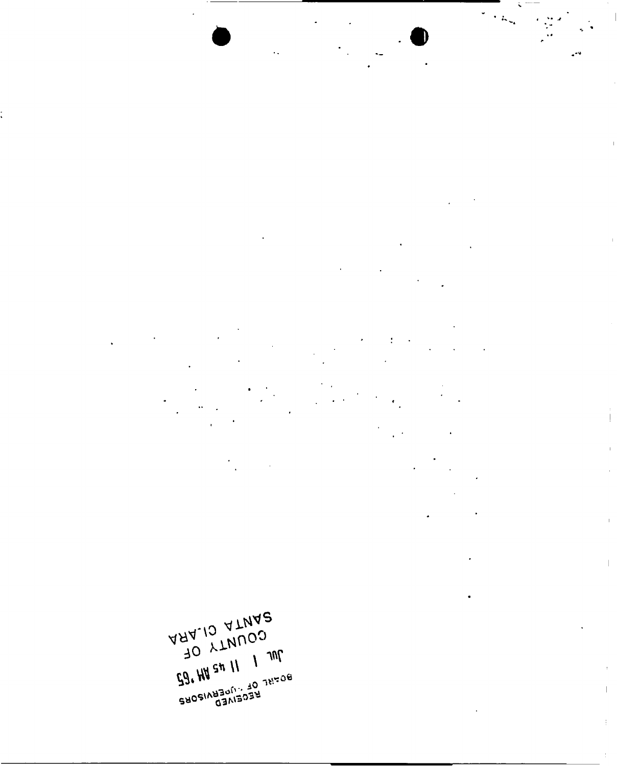SANTA CLARA
COUNTY OF
JUL 1 11 45 AM '65
BOARD OF SUPERVISORS
RECEIVED